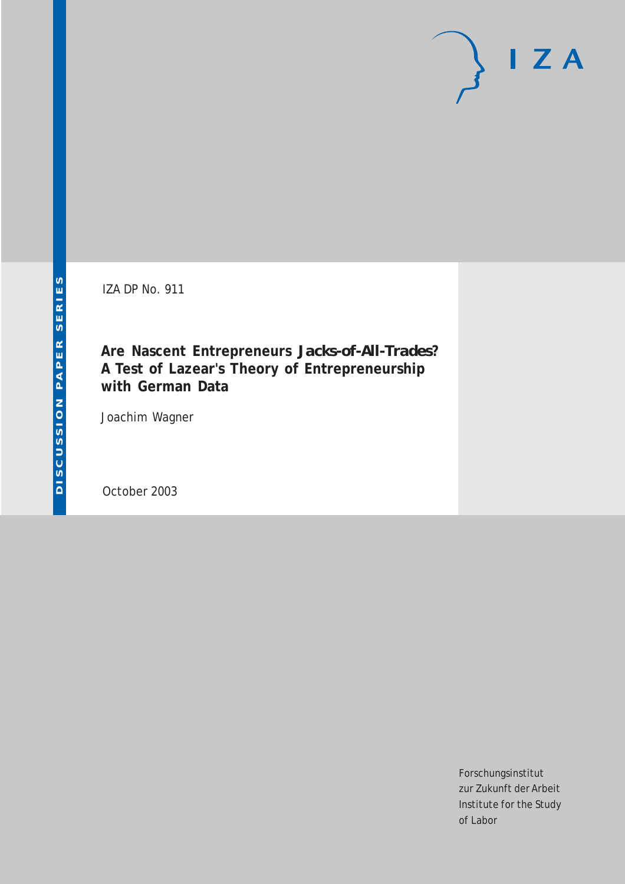IZA

DISCUSSION PAPER SERIES

IZA DP No. 911

# Are Nascent Entrepreneurs *Jacks-of-All-Trades*? A Test of Lazear's Theory of Entrepreneurship with German Data

Joachim Wagner

October 2003

Forschungsinstitut
zur Zukunft der Arbeit
Institute for the Study
of Labor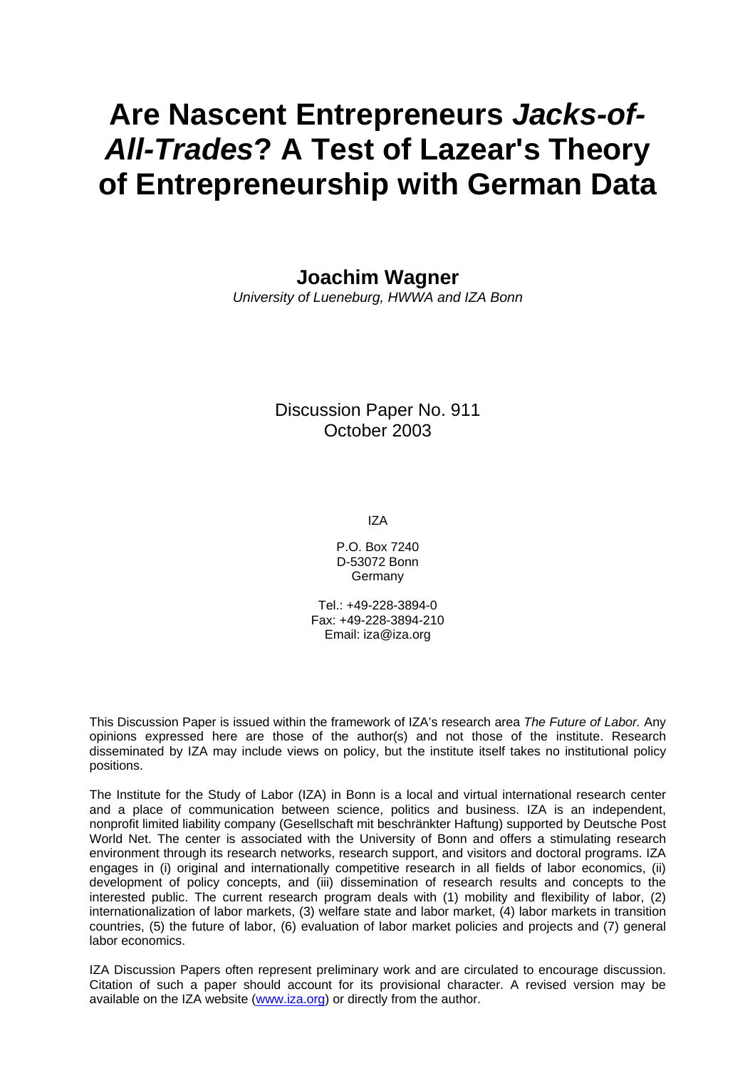# Are Nascent Entrepreneurs *Jacks-of-All-Trades*? A Test of Lazear's Theory of Entrepreneurship with German Data

**Joachim Wagner**

*University of Lueneburg, HWWA and IZA Bonn*

Discussion Paper No. 911
October 2003

IZA

P.O. Box 7240
D-53072 Bonn
Germany

Tel.: +49-228-3894-0
Fax: +49-228-3894-210
Email: iza@iza.org

This Discussion Paper is issued within the framework of IZA's research area *The Future of Labor.* Any opinions expressed here are those of the author(s) and not those of the institute. Research disseminated by IZA may include views on policy, but the institute itself takes no institutional policy positions.

The Institute for the Study of Labor (IZA) in Bonn is a local and virtual international research center and a place of communication between science, politics and business. IZA is an independent, nonprofit limited liability company (Gesellschaft mit beschränkter Haftung) supported by Deutsche Post World Net. The center is associated with the University of Bonn and offers a stimulating research environment through its research networks, research support, and visitors and doctoral programs. IZA engages in (i) original and internationally competitive research in all fields of labor economics, (ii) development of policy concepts, and (iii) dissemination of research results and concepts to the interested public. The current research program deals with (1) mobility and flexibility of labor, (2) internationalization of labor markets, (3) welfare state and labor market, (4) labor markets in transition countries, (5) the future of labor, (6) evaluation of labor market policies and projects and (7) general labor economics.

IZA Discussion Papers often represent preliminary work and are circulated to encourage discussion. Citation of such a paper should account for its provisional character. A revised version may be available on the IZA website (www.iza.org) or directly from the author.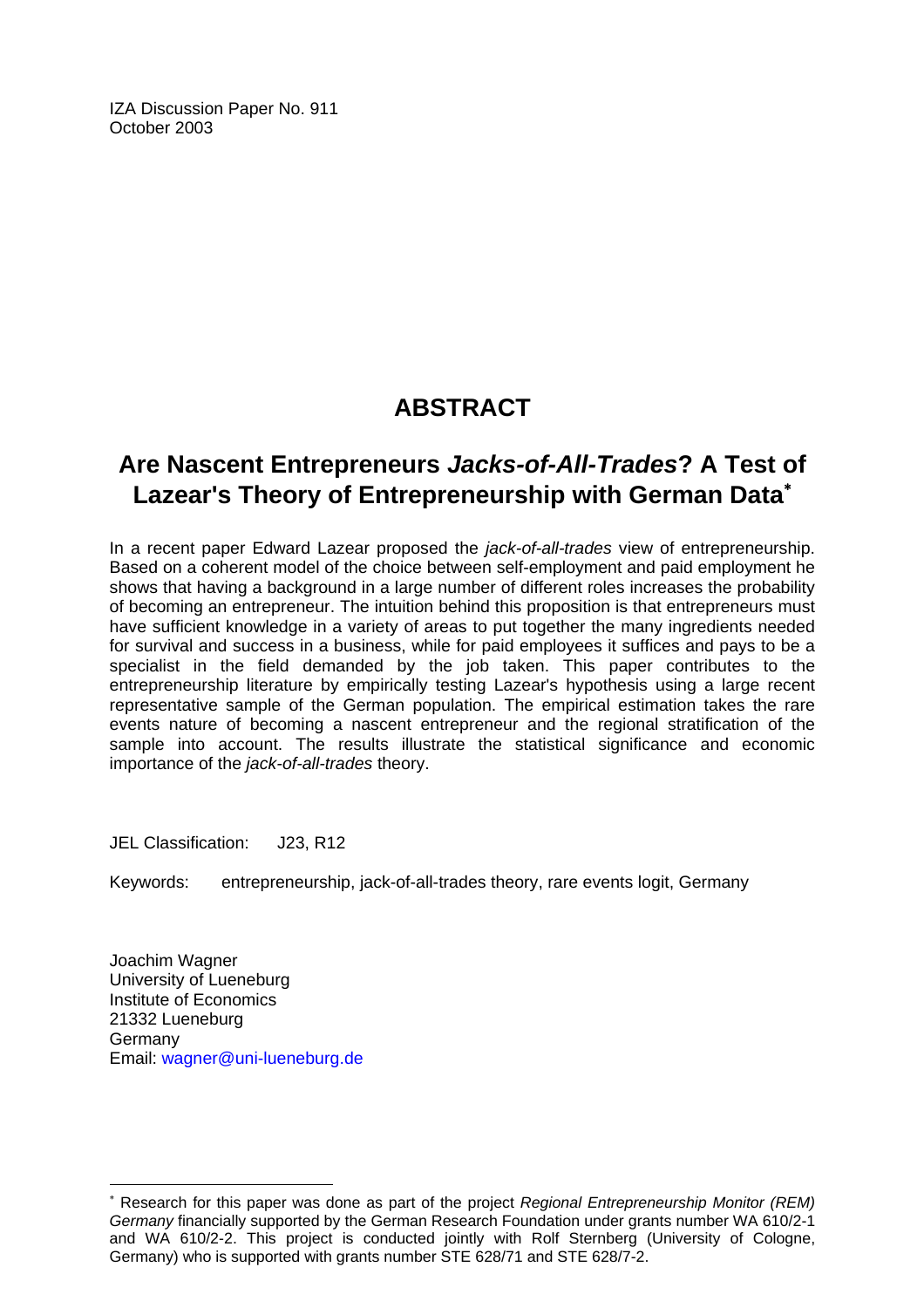IZA Discussion Paper No. 911
October 2003

# ABSTRACT

## Are Nascent Entrepreneurs *Jacks-of-All-Trades*? A Test of Lazear's Theory of Entrepreneurship with German Data*

In a recent paper Edward Lazear proposed the *jack-of-all-trades* view of entrepreneurship. Based on a coherent model of the choice between self-employment and paid employment he shows that having a background in a large number of different roles increases the probability of becoming an entrepreneur. The intuition behind this proposition is that entrepreneurs must have sufficient knowledge in a variety of areas to put together the many ingredients needed for survival and success in a business, while for paid employees it suffices and pays to be a specialist in the field demanded by the job taken. This paper contributes to the entrepreneurship literature by empirically testing Lazear's hypothesis using a large recent representative sample of the German population. The empirical estimation takes the rare events nature of becoming a nascent entrepreneur and the regional stratification of the sample into account. The results illustrate the statistical significance and economic importance of the *jack-of-all-trades* theory.

JEL Classification: J23, R12

Keywords: entrepreneurship, jack-of-all-trades theory, rare events logit, Germany

Joachim Wagner
University of Lueneburg
Institute of Economics
21332 Lueneburg
Germany
Email: wagner@uni-lueneburg.de

---

* Research for this paper was done as part of the project *Regional Entrepreneurship Monitor (REM) Germany* financially supported by the German Research Foundation under grants number WA 610/2-1 and WA 610/2-2. This project is conducted jointly with Rolf Sternberg (University of Cologne, Germany) who is supported with grants number STE 628/71 and STE 628/7-2.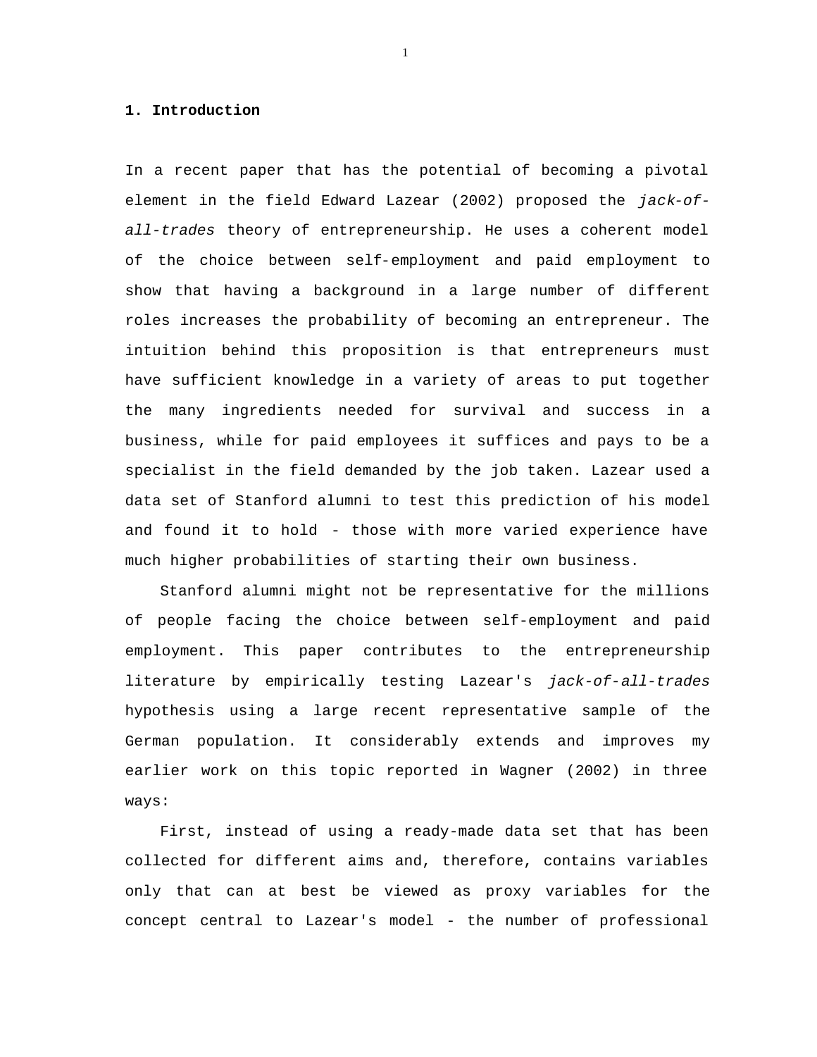## 1. Introduction

In a recent paper that has the potential of becoming a pivotal element in the field Edward Lazear (2002) proposed the *jack-of-all-trades* theory of entrepreneurship. He uses a coherent model of the choice between self-employment and paid employment to show that having a background in a large number of different roles increases the probability of becoming an entrepreneur. The intuition behind this proposition is that entrepreneurs must have sufficient knowledge in a variety of areas to put together the many ingredients needed for survival and success in a business, while for paid employees it suffices and pays to be a specialist in the field demanded by the job taken. Lazear used a data set of Stanford alumni to test this prediction of his model and found it to hold - those with more varied experience have much higher probabilities of starting their own business.

Stanford alumni might not be representative for the millions of people facing the choice between self-employment and paid employment. This paper contributes to the entrepreneurship literature by empirically testing Lazear's *jack-of-all-trades* hypothesis using a large recent representative sample of the German population. It considerably extends and improves my earlier work on this topic reported in Wagner (2002) in three ways:

First, instead of using a ready-made data set that has been collected for different aims and, therefore, contains variables only that can at best be viewed as proxy variables for the concept central to Lazear's model - the number of professional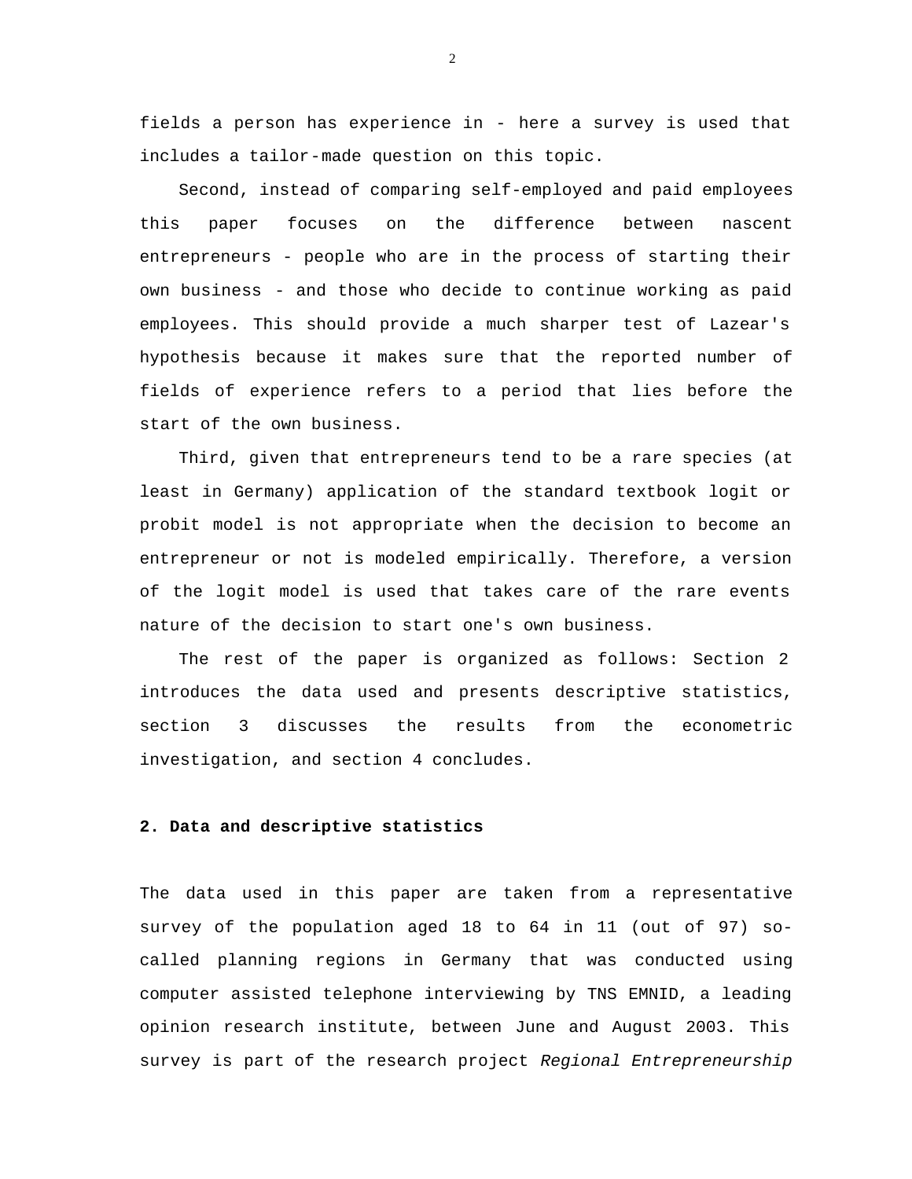fields a person has experience in - here a survey is used that includes a tailor-made question on this topic.

Second, instead of comparing self-employed and paid employees this paper focuses on the difference between nascent entrepreneurs - people who are in the process of starting their own business - and those who decide to continue working as paid employees. This should provide a much sharper test of Lazear's hypothesis because it makes sure that the reported number of fields of experience refers to a period that lies before the start of the own business.

Third, given that entrepreneurs tend to be a rare species (at least in Germany) application of the standard textbook logit or probit model is not appropriate when the decision to become an entrepreneur or not is modeled empirically. Therefore, a version of the logit model is used that takes care of the rare events nature of the decision to start one's own business.

The rest of the paper is organized as follows: Section 2 introduces the data used and presents descriptive statistics, section 3 discusses the results from the econometric investigation, and section 4 concludes.

## 2. Data and descriptive statistics

The data used in this paper are taken from a representative survey of the population aged 18 to 64 in 11 (out of 97) so-called planning regions in Germany that was conducted using computer assisted telephone interviewing by TNS EMNID, a leading opinion research institute, between June and August 2003. This survey is part of the research project *Regional Entrepreneurship*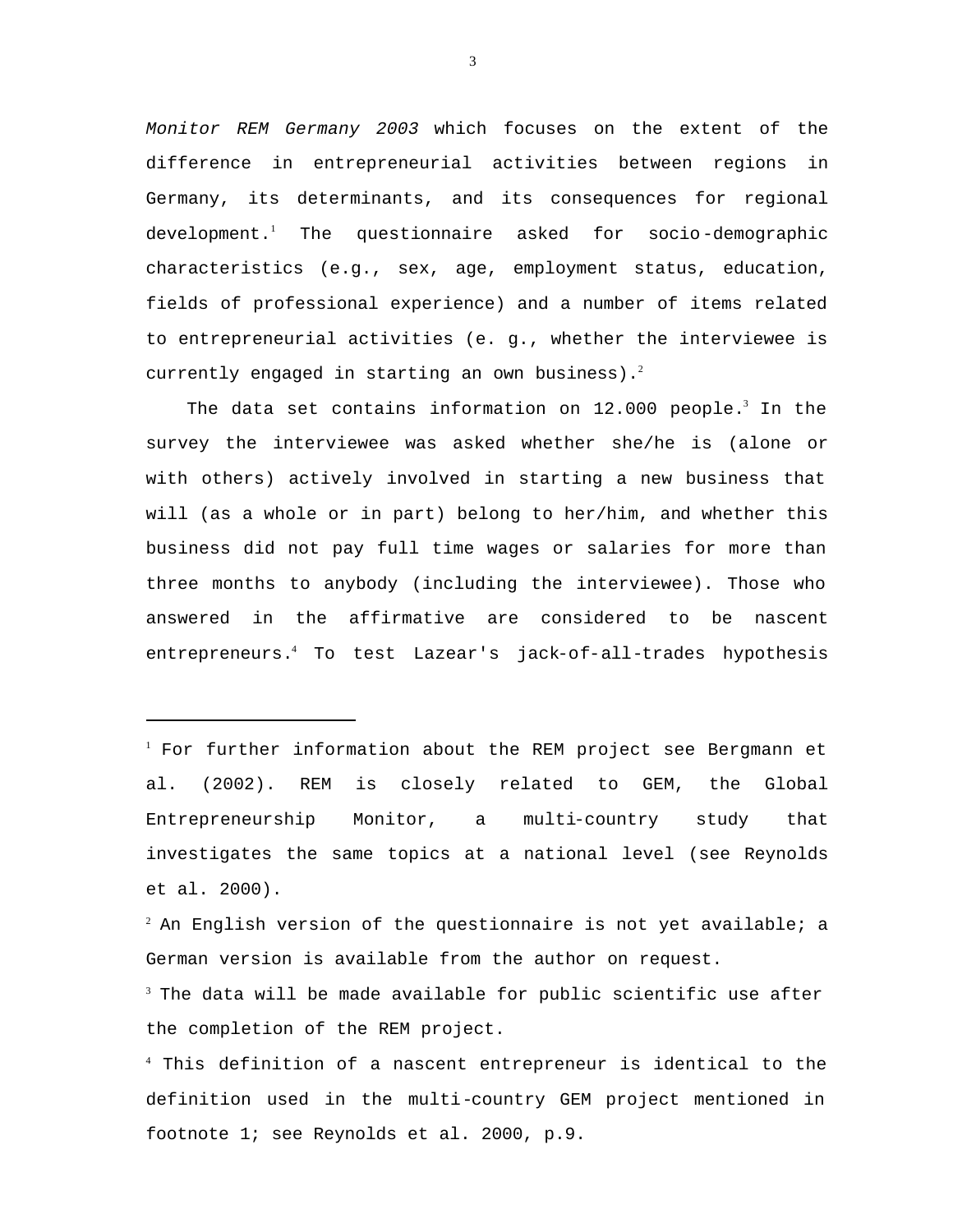*Monitor REM Germany 2003* which focuses on the extent of the difference in entrepreneurial activities between regions in Germany, its determinants, and its consequences for regional development.[1] The questionnaire asked for socio-demographic characteristics (e.g., sex, age, employment status, education, fields of professional experience) and a number of items related to entrepreneurial activities (e. g., whether the interviewee is currently engaged in starting an own business).[2]

The data set contains information on 12.000 people.[3] In the survey the interviewee was asked whether she/he is (alone or with others) actively involved in starting a new business that will (as a whole or in part) belong to her/him, and whether this business did not pay full time wages or salaries for more than three months to anybody (including the interviewee). Those who answered in the affirmative are considered to be nascent entrepreneurs.[4] To test Lazear's jack-of-all-trades hypothesis

---

[1] For further information about the REM project see Bergmann et al. (2002). REM is closely related to GEM, the Global Entrepreneurship Monitor, a multi-country study that investigates the same topics at a national level (see Reynolds et al. 2000).

[2] An English version of the questionnaire is not yet available; a German version is available from the author on request.

[3] The data will be made available for public scientific use after the completion of the REM project.

[4] This definition of a nascent entrepreneur is identical to the definition used in the multi-country GEM project mentioned in footnote 1; see Reynolds et al. 2000, p.9.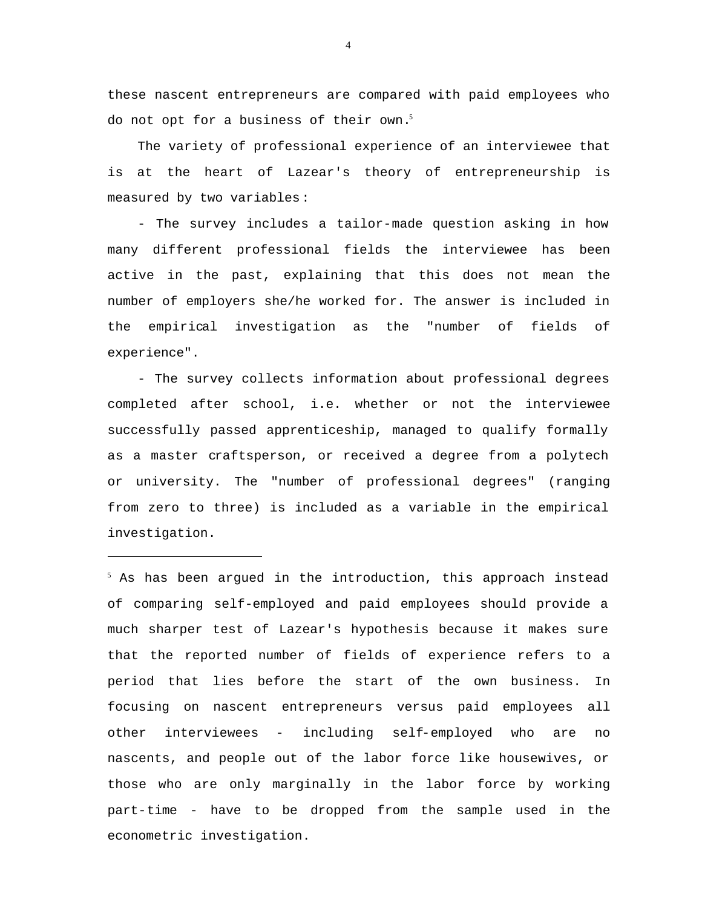these nascent entrepreneurs are compared with paid employees who do not opt for a business of their own.[5]

The variety of professional experience of an interviewee that is at the heart of Lazear's theory of entrepreneurship is measured by two variables:

- The survey includes a tailor-made question asking in how many different professional fields the interviewee has been active in the past, explaining that this does not mean the number of employers she/he worked for. The answer is included in the empirical investigation as the "number of fields of experience".

- The survey collects information about professional degrees completed after school, i.e. whether or not the interviewee successfully passed apprenticeship, managed to qualify formally as a master craftsperson, or received a degree from a polytech or university. The "number of professional degrees" (ranging from zero to three) is included as a variable in the empirical investigation.

---

[5] As has been argued in the introduction, this approach instead of comparing self-employed and paid employees should provide a much sharper test of Lazear's hypothesis because it makes sure that the reported number of fields of experience refers to a period that lies before the start of the own business. In focusing on nascent entrepreneurs versus paid employees all other interviewees - including self-employed who are no nascents, and people out of the labor force like housewives, or those who are only marginally in the labor force by working part-time - have to be dropped from the sample used in the econometric investigation.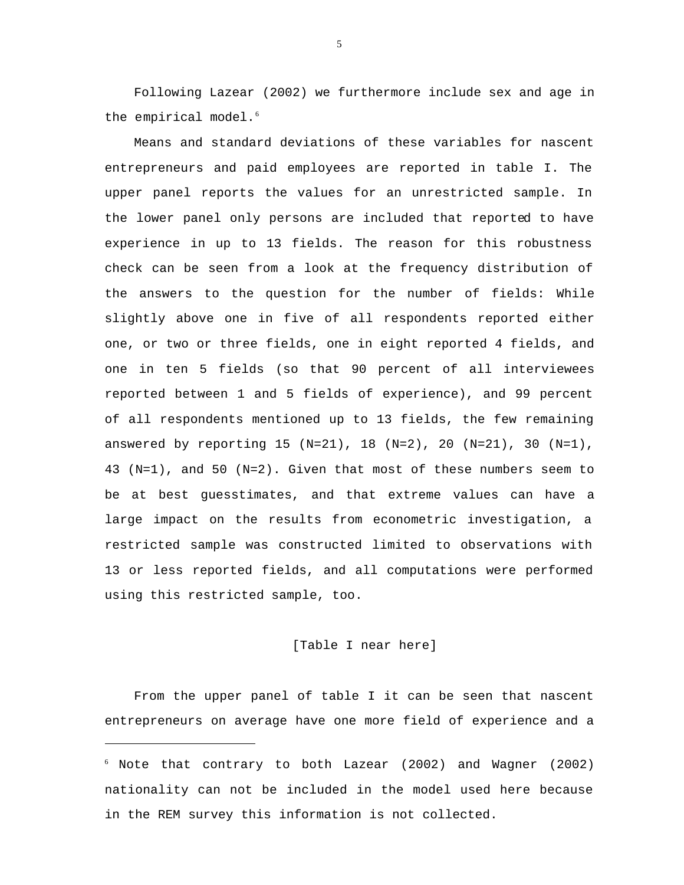Following Lazear (2002) we furthermore include sex and age in the empirical model.[6]

Means and standard deviations of these variables for nascent entrepreneurs and paid employees are reported in table I. The upper panel reports the values for an unrestricted sample. In the lower panel only persons are included that reported to have experience in up to 13 fields. The reason for this robustness check can be seen from a look at the frequency distribution of the answers to the question for the number of fields: While slightly above one in five of all respondents reported either one, or two or three fields, one in eight reported 4 fields, and one in ten 5 fields (so that 90 percent of all interviewees reported between 1 and 5 fields of experience), and 99 percent of all respondents mentioned up to 13 fields, the few remaining answered by reporting 15 (N=21), 18 (N=2), 20 (N=21), 30 (N=1), 43 (N=1), and 50 (N=2). Given that most of these numbers seem to be at best guesstimates, and that extreme values can have a large impact on the results from econometric investigation, a restricted sample was constructed limited to observations with 13 or less reported fields, and all computations were performed using this restricted sample, too.

[Table I near here]

From the upper panel of table I it can be seen that nascent entrepreneurs on average have one more field of experience and a

[6] Note that contrary to both Lazear (2002) and Wagner (2002) nationality can not be included in the model used here because in the REM survey this information is not collected.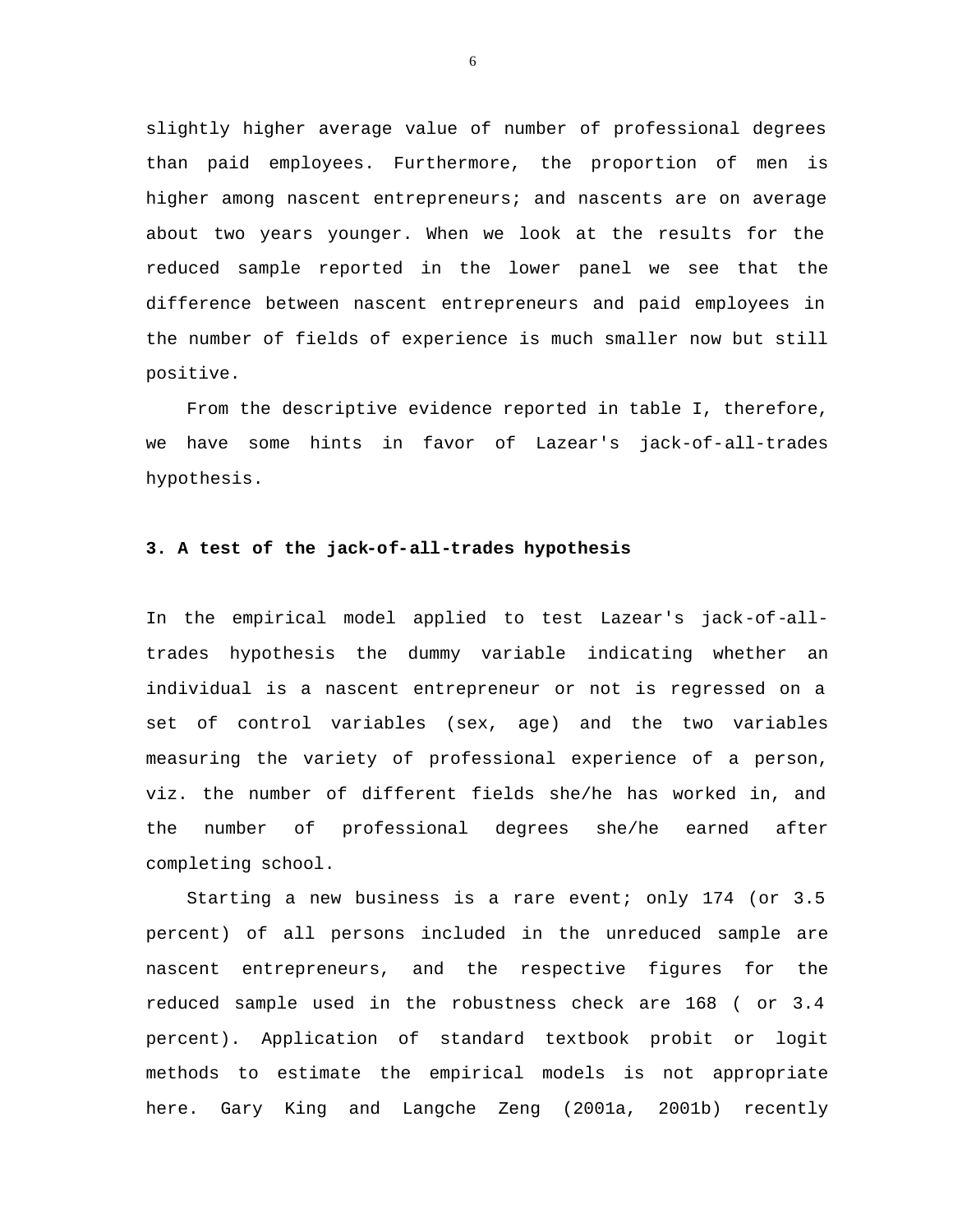slightly higher average value of number of professional degrees than paid employees. Furthermore, the proportion of men is higher among nascent entrepreneurs; and nascents are on average about two years younger. When we look at the results for the reduced sample reported in the lower panel we see that the difference between nascent entrepreneurs and paid employees in the number of fields of experience is much smaller now but still positive.

From the descriptive evidence reported in table I, therefore, we have some hints in favor of Lazear's jack-of-all-trades hypothesis.

## 3. A test of the jack-of-all-trades hypothesis

In the empirical model applied to test Lazear's jack-of-all-trades hypothesis the dummy variable indicating whether an individual is a nascent entrepreneur or not is regressed on a set of control variables (sex, age) and the two variables measuring the variety of professional experience of a person, viz. the number of different fields she/he has worked in, and the number of professional degrees she/he earned after completing school.

Starting a new business is a rare event; only 174 (or 3.5 percent) of all persons included in the unreduced sample are nascent entrepreneurs, and the respective figures for the reduced sample used in the robustness check are 168 ( or 3.4 percent). Application of standard textbook probit or logit methods to estimate the empirical models is not appropriate here. Gary King and Langche Zeng (2001a, 2001b) recently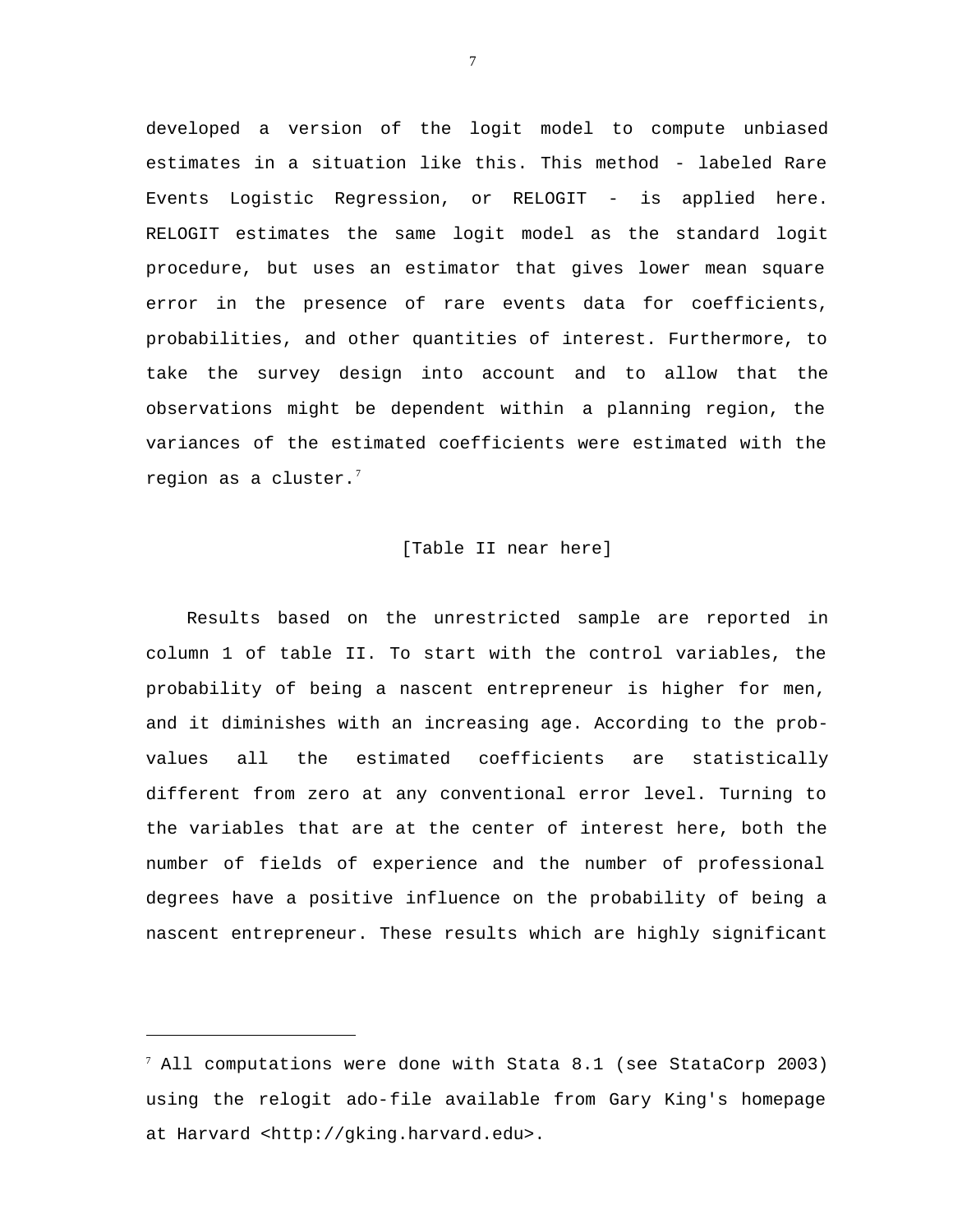developed a version of the logit model to compute unbiased estimates in a situation like this. This method - labeled Rare Events Logistic Regression, or RELOGIT - is applied here. RELOGIT estimates the same logit model as the standard logit procedure, but uses an estimator that gives lower mean square error in the presence of rare events data for coefficients, probabilities, and other quantities of interest. Furthermore, to take the survey design into account and to allow that the observations might be dependent within a planning region, the variances of the estimated coefficients were estimated with the region as a cluster.[7]

[Table II near here]

Results based on the unrestricted sample are reported in column 1 of table II. To start with the control variables, the probability of being a nascent entrepreneur is higher for men, and it diminishes with an increasing age. According to the prob-values all the estimated coefficients are statistically different from zero at any conventional error level. Turning to the variables that are at the center of interest here, both the number of fields of experience and the number of professional degrees have a positive influence on the probability of being a nascent entrepreneur. These results which are highly significant

---

[7] All computations were done with Stata 8.1 (see StataCorp 2003) using the relogit ado-file available from Gary King's homepage at Harvard <http://gking.harvard.edu>.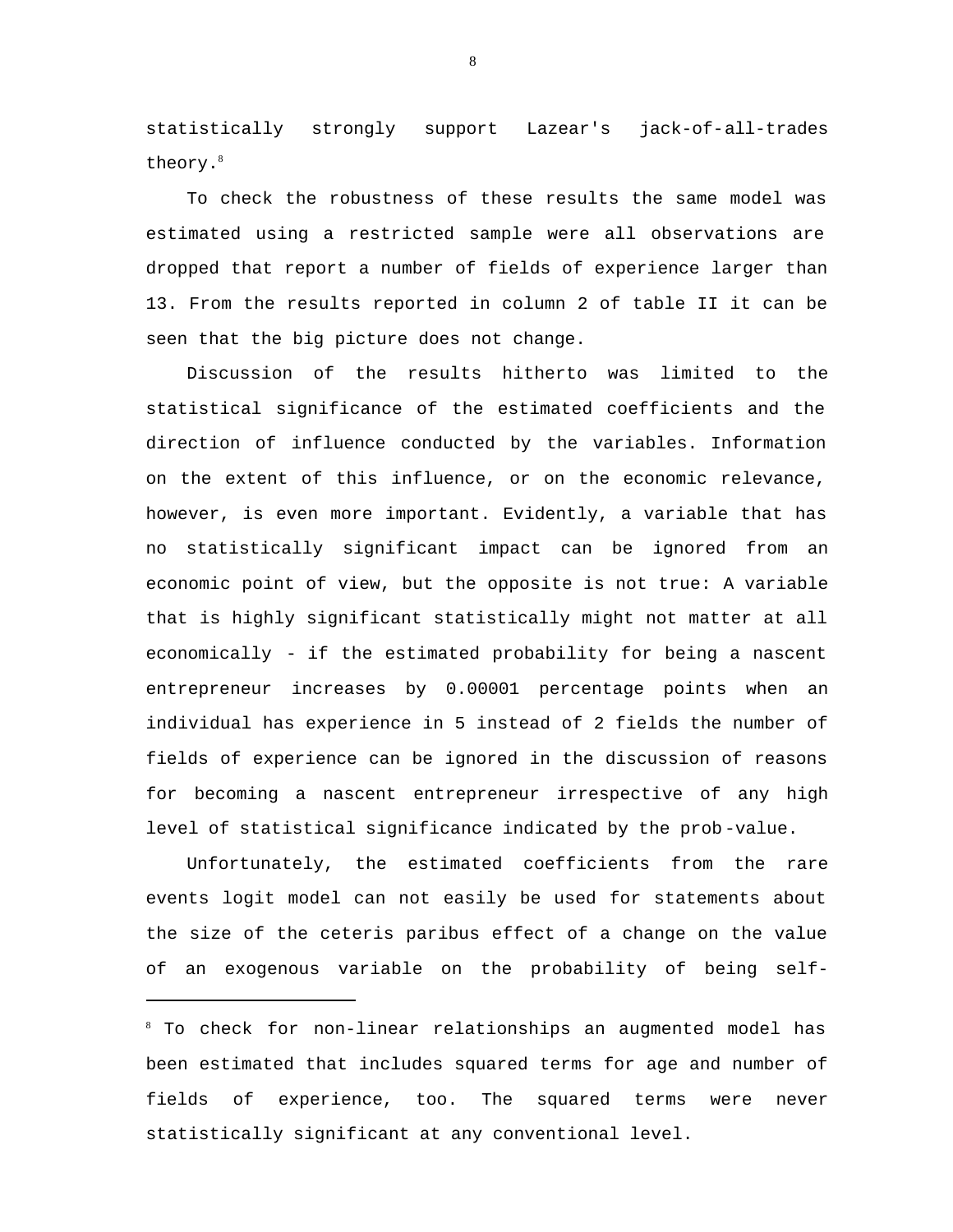statistically strongly support Lazear's jack-of-all-trades theory.[8]

To check the robustness of these results the same model was estimated using a restricted sample were all observations are dropped that report a number of fields of experience larger than 13. From the results reported in column 2 of table II it can be seen that the big picture does not change.

Discussion of the results hitherto was limited to the statistical significance of the estimated coefficients and the direction of influence conducted by the variables. Information on the extent of this influence, or on the economic relevance, however, is even more important. Evidently, a variable that has no statistically significant impact can be ignored from an economic point of view, but the opposite is not true: A variable that is highly significant statistically might not matter at all economically - if the estimated probability for being a nascent entrepreneur increases by 0.00001 percentage points when an individual has experience in 5 instead of 2 fields the number of fields of experience can be ignored in the discussion of reasons for becoming a nascent entrepreneur irrespective of any high level of statistical significance indicated by the prob-value.

Unfortunately, the estimated coefficients from the rare events logit model can not easily be used for statements about the size of the ceteris paribus effect of a change on the value of an exogenous variable on the probability of being self-

---

[8] To check for non-linear relationships an augmented model has been estimated that includes squared terms for age and number of fields of experience, too. The squared terms were never statistically significant at any conventional level.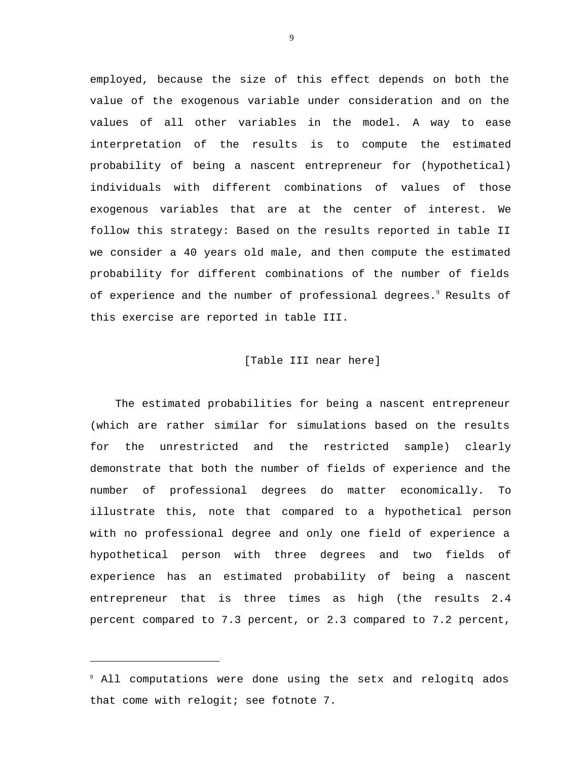employed, because the size of this effect depends on both the value of the exogenous variable under consideration and on the values of all other variables in the model. A way to ease interpretation of the results is to compute the estimated probability of being a nascent entrepreneur for (hypothetical) individuals with different combinations of values of those exogenous variables that are at the center of interest. We follow this strategy: Based on the results reported in table II we consider a 40 years old male, and then compute the estimated probability for different combinations of the number of fields of experience and the number of professional degrees.[9] Results of this exercise are reported in table III.

[Table III near here]

The estimated probabilities for being a nascent entrepreneur (which are rather similar for simulations based on the results for the unrestricted and the restricted sample) clearly demonstrate that both the number of fields of experience and the number of professional degrees do matter economically. To illustrate this, note that compared to a hypothetical person with no professional degree and only one field of experience a hypothetical person with three degrees and two fields of experience has an estimated probability of being a nascent entrepreneur that is three times as high (the results 2.4 percent compared to 7.3 percent, or 2.3 compared to 7.2 percent,

---

[9] All computations were done using the setx and relogitq ados that come with relogit; see fotnote 7.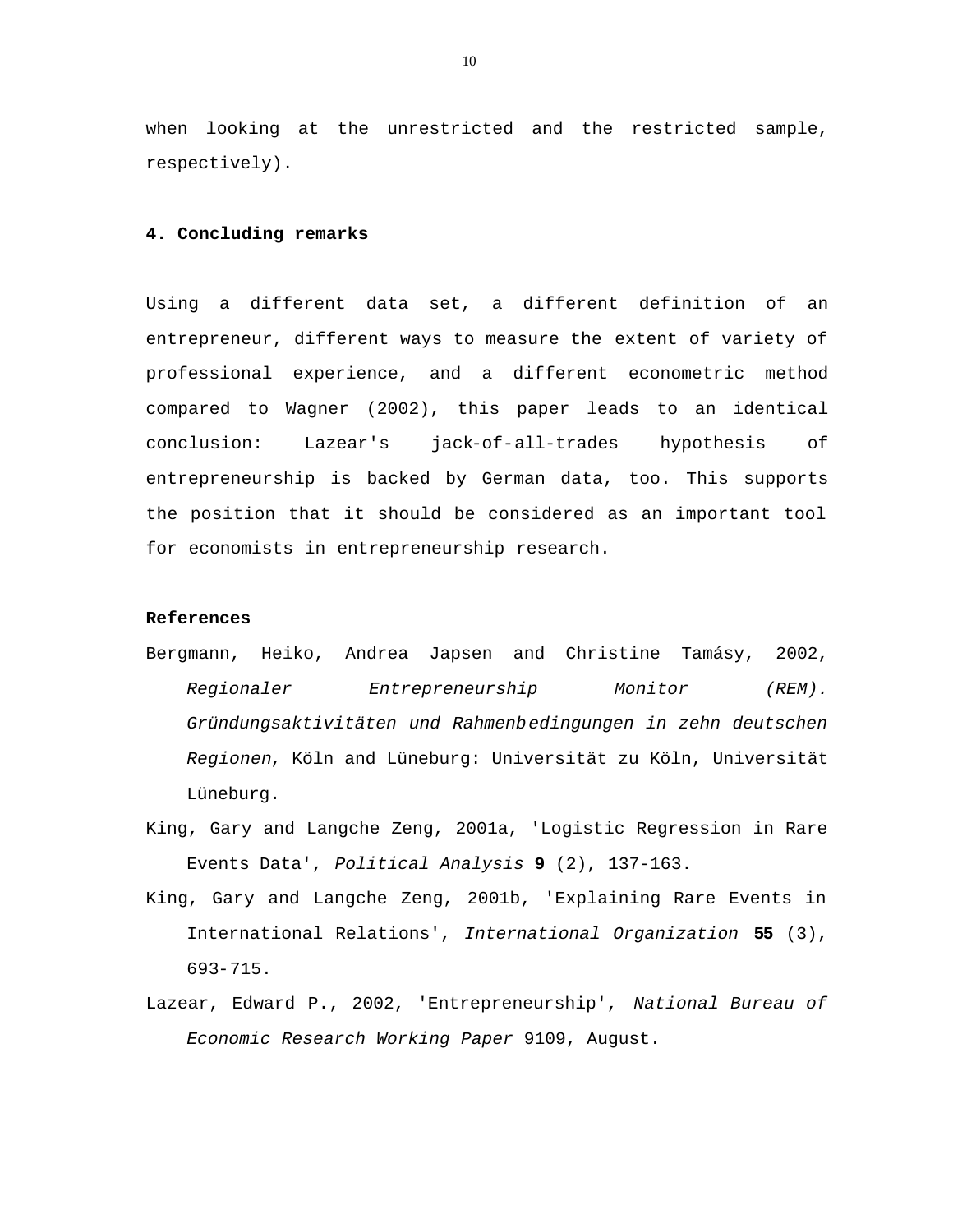when looking at the unrestricted and the restricted sample, respectively).

## 4. Concluding remarks

Using a different data set, a different definition of an entrepreneur, different ways to measure the extent of variety of professional experience, and a different econometric method compared to Wagner (2002), this paper leads to an identical conclusion: Lazear's jack-of-all-trades hypothesis of entrepreneurship is backed by German data, too. This supports the position that it should be considered as an important tool for economists in entrepreneurship research.

## References

Bergmann, Heiko, Andrea Japsen and Christine Tamásy, 2002, *Regionaler Entrepreneurship Monitor (REM). Gründungsaktivitäten und Rahmenbedingungen in zehn deutschen Regionen*, Köln and Lüneburg: Universität zu Köln, Universität Lüneburg.

King, Gary and Langche Zeng, 2001a, 'Logistic Regression in Rare Events Data', *Political Analysis* **9** (2), 137-163.

King, Gary and Langche Zeng, 2001b, 'Explaining Rare Events in International Relations', *International Organization* **55** (3), 693-715.

Lazear, Edward P., 2002, 'Entrepreneurship', *National Bureau of Economic Research Working Paper* 9109, August.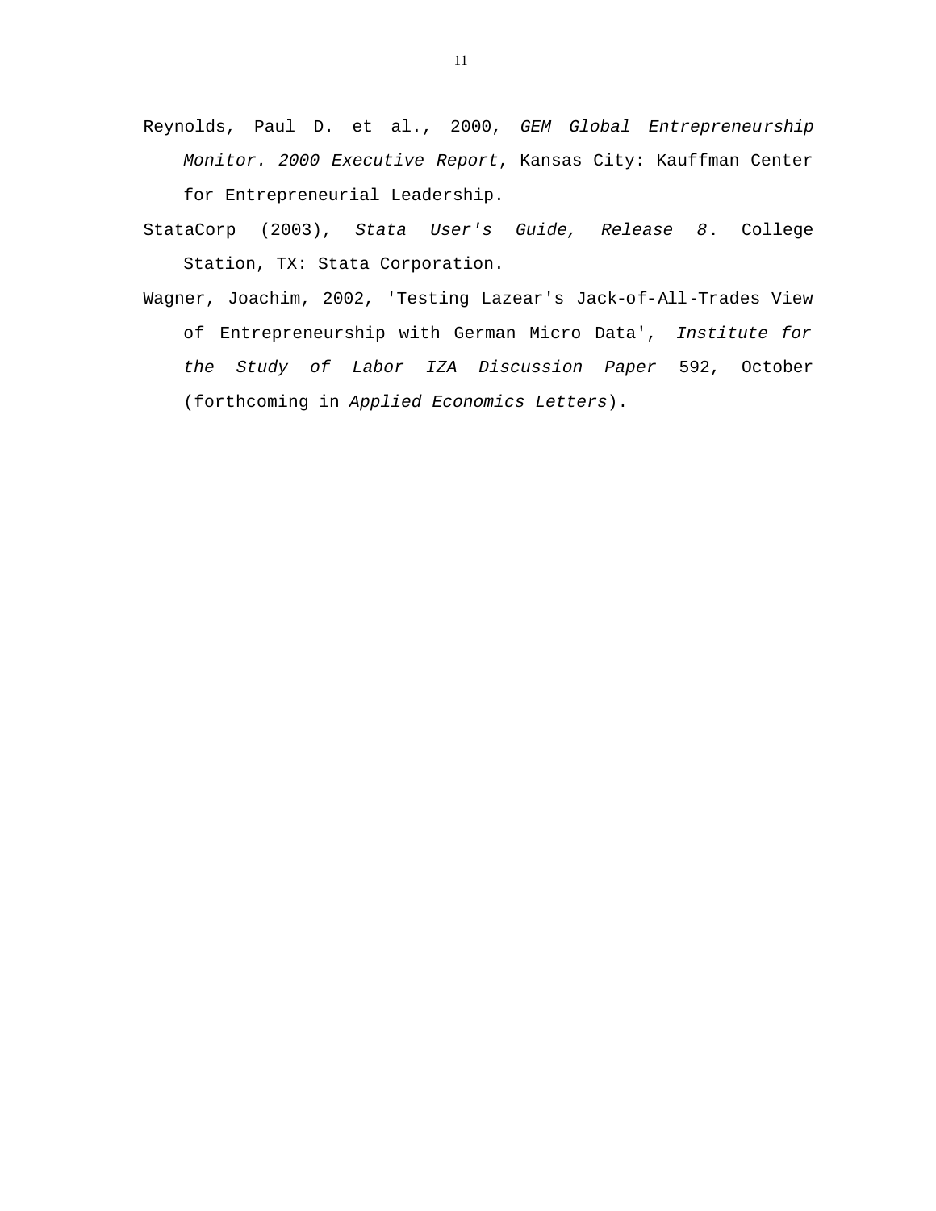Reynolds, Paul D. et al., 2000, *GEM Global Entrepreneurship Monitor. 2000 Executive Report*, Kansas City: Kauffman Center for Entrepreneurial Leadership.

StataCorp (2003), *Stata User's Guide, Release 8*. College Station, TX: Stata Corporation.

Wagner, Joachim, 2002, 'Testing Lazear's Jack-of-All-Trades View of Entrepreneurship with German Micro Data', *Institute for the Study of Labor IZA Discussion Paper* 592, October (forthcoming in *Applied Economics Letters*).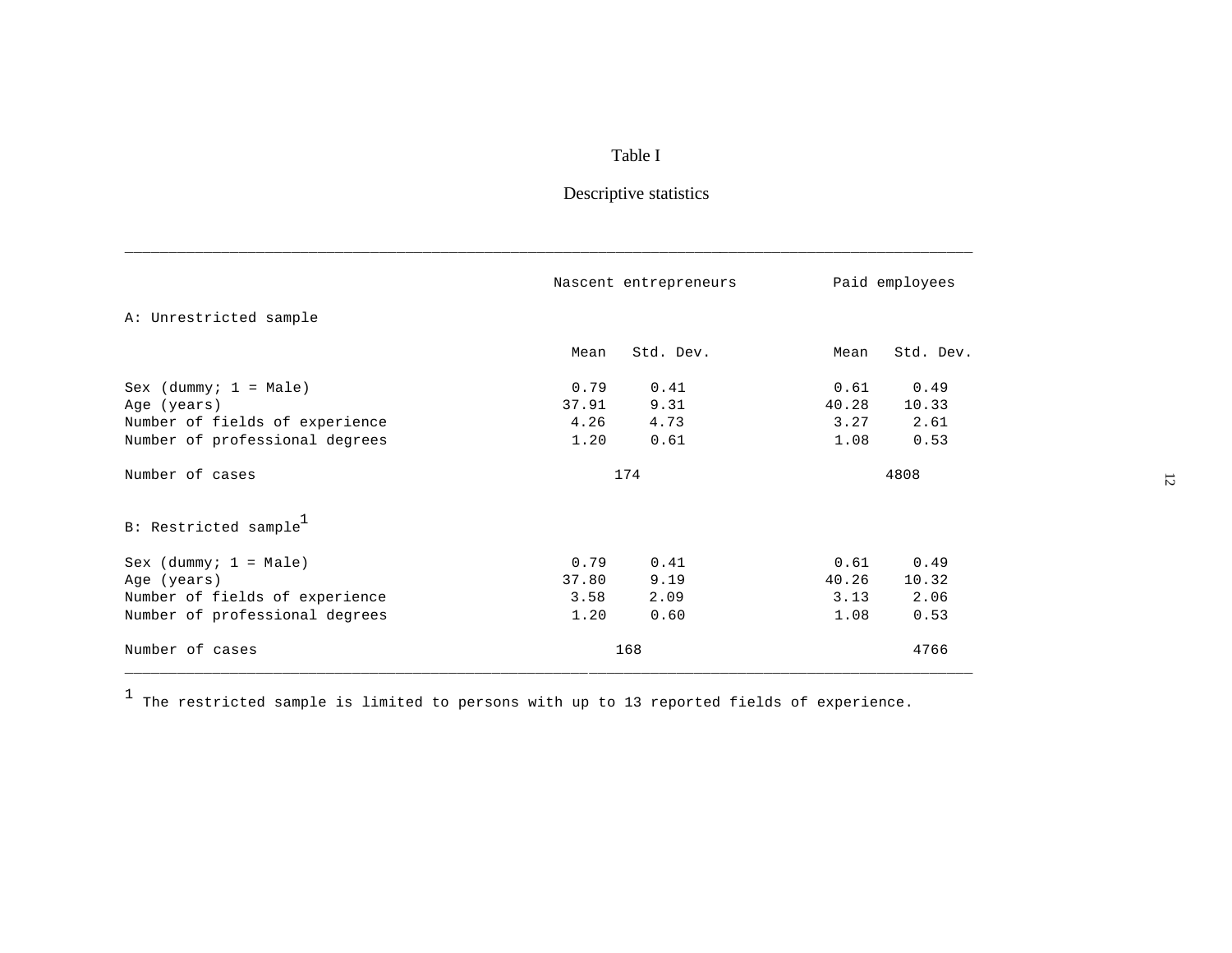Table I

Descriptive statistics

| | Nascent entrepreneurs | | Paid employees | |
|---|---|---|---|---|
| **A: Unrestricted sample** | | | | |
| | Mean | Std. Dev. | Mean | Std. Dev. |
| Sex (dummy; 1 = Male) | 0.79 | 0.41 | 0.61 | 0.49 |
| Age (years) | 37.91 | 9.31 | 40.28 | 10.33 |
| Number of fields of experience | 4.26 | 4.73 | 3.27 | 2.61 |
| Number of professional degrees | 1.20 | 0.61 | 1.08 | 0.53 |
| Number of cases | 174 | | 4808 | |
| **B: Restricted sample[1]** | | | | |
| Sex (dummy; 1 = Male) | 0.79 | 0.41 | 0.61 | 0.49 |
| Age (years) | 37.80 | 9.19 | 40.26 | 10.32 |
| Number of fields of experience | 3.58 | 2.09 | 3.13 | 2.06 |
| Number of professional degrees | 1.20 | 0.60 | 1.08 | 0.53 |
| Number of cases | 168 | | 4766 | |

[1] The restricted sample is limited to persons with up to 13 reported fields of experience.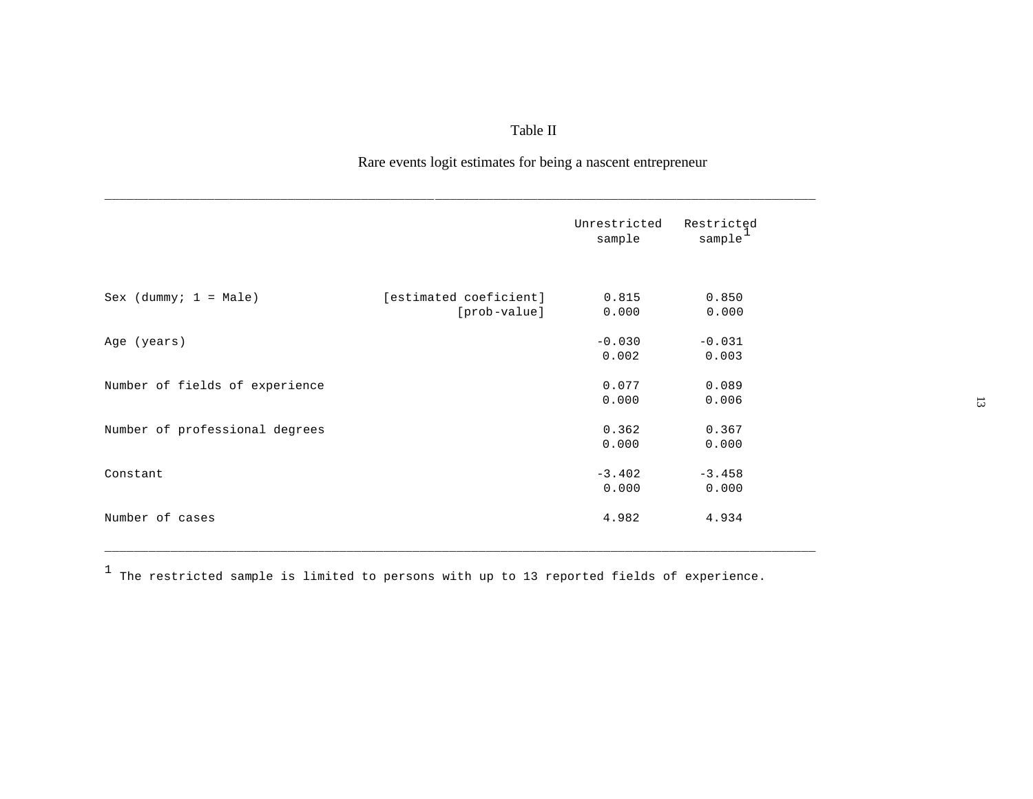Table II

Rare events logit estimates for being a nascent entrepreneur

| | | Unrestricted sample | Restricted sample[1] |
|---|---|---|---|
| Sex (dummy; 1 = Male) | [estimated coeficient] | 0.815 | 0.850 |
| | [prob-value] | 0.000 | 0.000 |
| Age (years) | | -0.030 | -0.031 |
| | | 0.002 | 0.003 |
| Number of fields of experience | | 0.077 | 0.089 |
| | | 0.000 | 0.006 |
| Number of professional degrees | | 0.362 | 0.367 |
| | | 0.000 | 0.000 |
| Constant | | -3.402 | -3.458 |
| | | 0.000 | 0.000 |
| Number of cases | | 4.982 | 4.934 |

[1] The restricted sample is limited to persons with up to 13 reported fields of experience.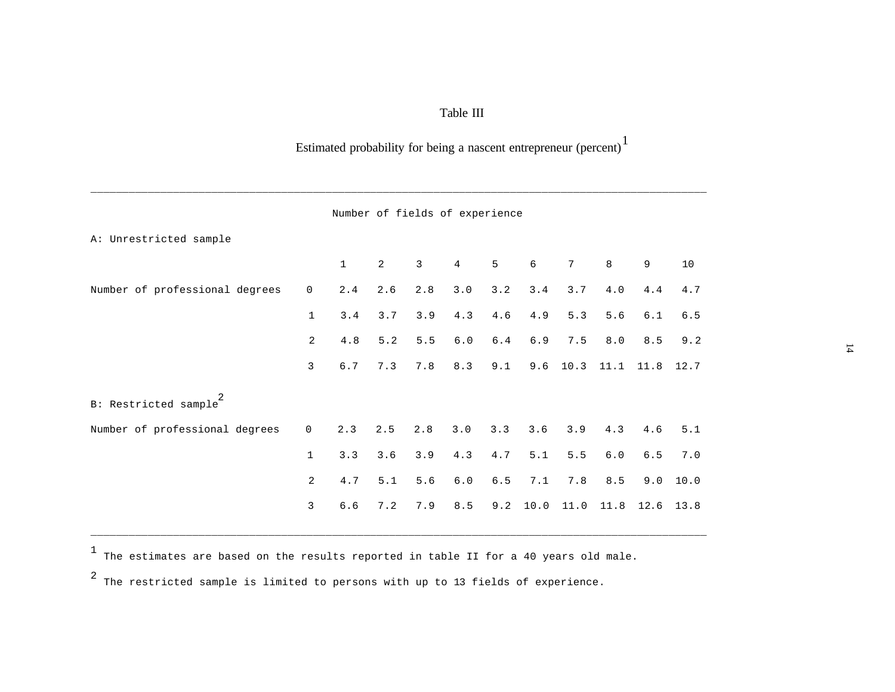Table III

Estimated probability for being a nascent entrepreneur (percent)[1]

| | | Number of fields of experience | | | | | | | | | |
|---|---|---|---|---|---|---|---|---|---|---|---|
| **A: Unrestricted sample** | | | | | | | | | | | |
| | | 1 | 2 | 3 | 4 | 5 | 6 | 7 | 8 | 9 | 10 |
| Number of professional degrees | 0 | 2.4 | 2.6 | 2.8 | 3.0 | 3.2 | 3.4 | 3.7 | 4.0 | 4.4 | 4.7 |
| | 1 | 3.4 | 3.7 | 3.9 | 4.3 | 4.6 | 4.9 | 5.3 | 5.6 | 6.1 | 6.5 |
| | 2 | 4.8 | 5.2 | 5.5 | 6.0 | 6.4 | 6.9 | 7.5 | 8.0 | 8.5 | 9.2 |
| | 3 | 6.7 | 7.3 | 7.8 | 8.3 | 9.1 | 9.6 | 10.3 | 11.1 | 11.8 | 12.7 |
| **B: Restricted sample[2]** | | | | | | | | | | | |
| Number of professional degrees | 0 | 2.3 | 2.5 | 2.8 | 3.0 | 3.3 | 3.6 | 3.9 | 4.3 | 4.6 | 5.1 |
| | 1 | 3.3 | 3.6 | 3.9 | 4.3 | 4.7 | 5.1 | 5.5 | 6.0 | 6.5 | 7.0 |
| | 2 | 4.7 | 5.1 | 5.6 | 6.0 | 6.5 | 7.1 | 7.8 | 8.5 | 9.0 | 10.0 |
| | 3 | 6.6 | 7.2 | 7.9 | 8.5 | 9.2 | 10.0 | 11.0 | 11.8 | 12.6 | 13.8 |

[1] The estimates are based on the results reported in table II for a 40 years old male.

[2] The restricted sample is limited to persons with up to 13 fields of experience.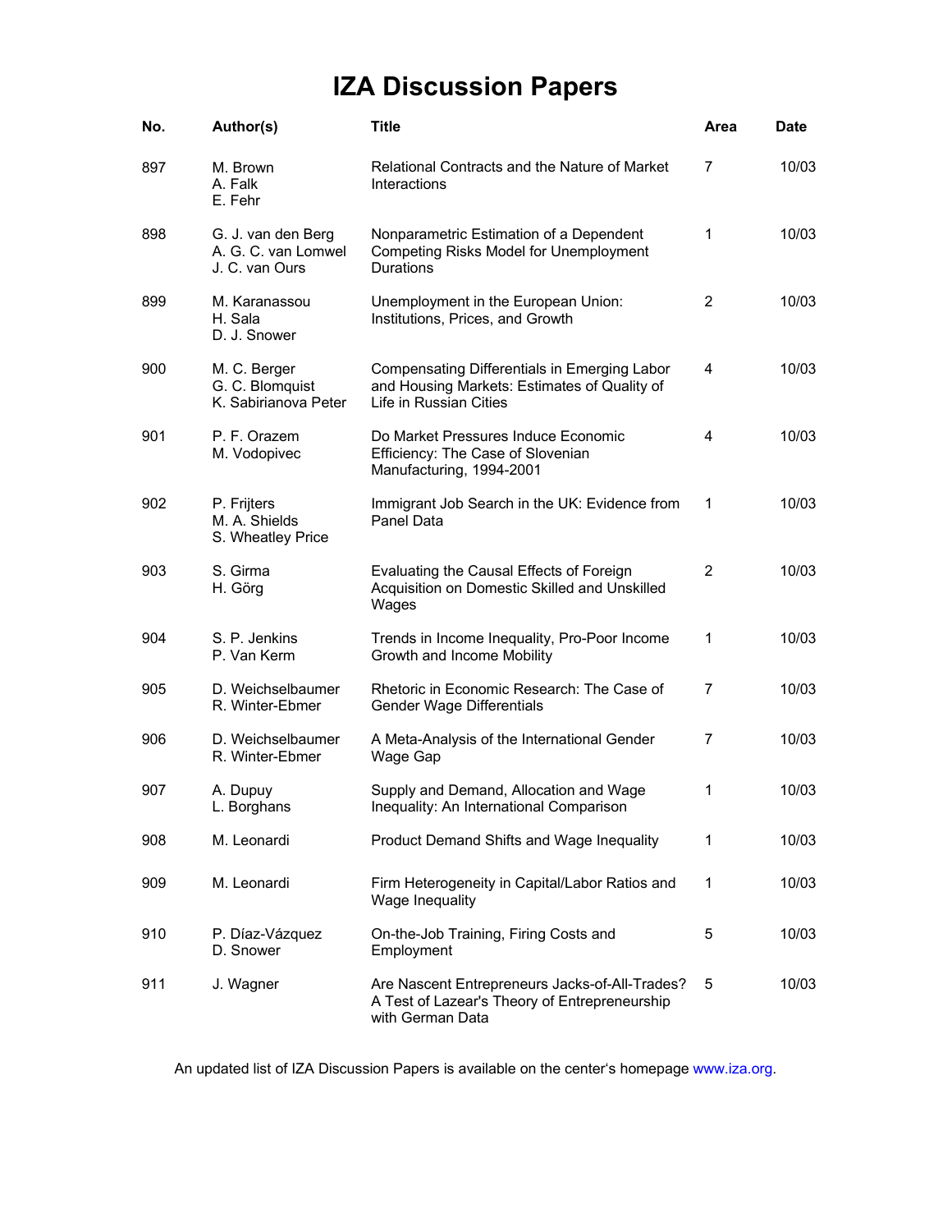# IZA Discussion Papers

| No. | Author(s) | Title | Area | Date |
|---|---|---|---|---|
| 897 | M. Brown<br>A. Falk<br>E. Fehr | Relational Contracts and the Nature of Market Interactions | 7 | 10/03 |
| 898 | G. J. van den Berg<br>A. G. C. van Lomwel<br>J. C. van Ours | Nonparametric Estimation of a Dependent Competing Risks Model for Unemployment Durations | 1 | 10/03 |
| 899 | M. Karanassou<br>H. Sala<br>D. J. Snower | Unemployment in the European Union: Institutions, Prices, and Growth | 2 | 10/03 |
| 900 | M. C. Berger<br>G. C. Blomquist<br>K. Sabirianova Peter | Compensating Differentials in Emerging Labor and Housing Markets: Estimates of Quality of Life in Russian Cities | 4 | 10/03 |
| 901 | P. F. Orazem<br>M. Vodopivec | Do Market Pressures Induce Economic Efficiency: The Case of Slovenian Manufacturing, 1994-2001 | 4 | 10/03 |
| 902 | P. Frijters<br>M. A. Shields<br>S. Wheatley Price | Immigrant Job Search in the UK: Evidence from Panel Data | 1 | 10/03 |
| 903 | S. Girma<br>H. Görg | Evaluating the Causal Effects of Foreign Acquisition on Domestic Skilled and Unskilled Wages | 2 | 10/03 |
| 904 | S. P. Jenkins<br>P. Van Kerm | Trends in Income Inequality, Pro-Poor Income Growth and Income Mobility | 1 | 10/03 |
| 905 | D. Weichselbaumer<br>R. Winter-Ebmer | Rhetoric in Economic Research: The Case of Gender Wage Differentials | 7 | 10/03 |
| 906 | D. Weichselbaumer<br>R. Winter-Ebmer | A Meta-Analysis of the International Gender Wage Gap | 7 | 10/03 |
| 907 | A. Dupuy<br>L. Borghans | Supply and Demand, Allocation and Wage Inequality: An International Comparison | 1 | 10/03 |
| 908 | M. Leonardi | Product Demand Shifts and Wage Inequality | 1 | 10/03 |
| 909 | M. Leonardi | Firm Heterogeneity in Capital/Labor Ratios and Wage Inequality | 1 | 10/03 |
| 910 | P. Díaz-Vázquez<br>D. Snower | On-the-Job Training, Firing Costs and Employment | 5 | 10/03 |
| 911 | J. Wagner | Are Nascent Entrepreneurs Jacks-of-All-Trades? A Test of Lazear's Theory of Entrepreneurship with German Data | 5 | 10/03 |

An updated list of IZA Discussion Papers is available on the center's homepage www.iza.org.